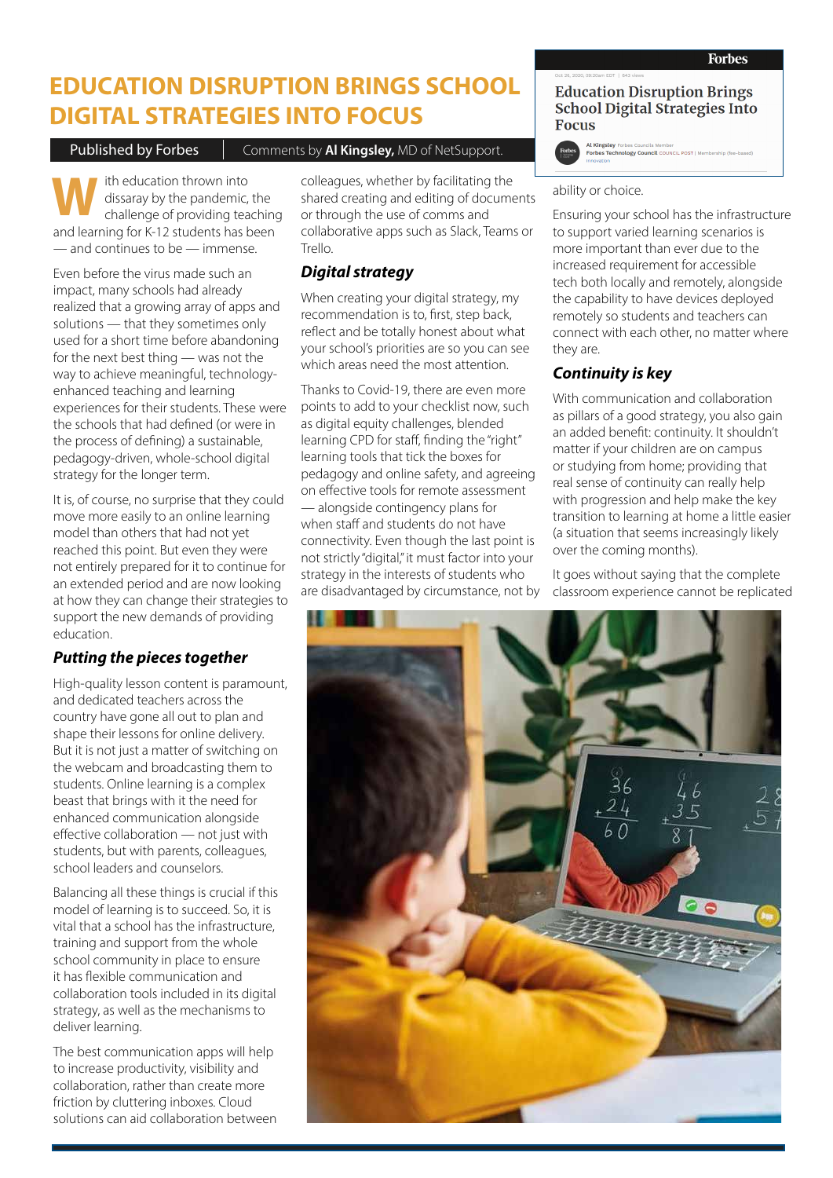# EDUCATION DISRUPTION BRINGS SCHOOL DIGITAL STRATEGIES INTO FOCUS

Published by Forbes | Comments by **Al Kingsley,** MD of NetSupport.

With education thrown into dissaray by the pandemic, the challenge of providing teaching and learning for K-12 students has been — and continues to be — immense.

Even before the virus made such an impact, many schools had already realized that a growing array of apps and solutions — that they sometimes only used for a short time before abandoning for the next best thing — was not the way to achieve meaningful, technology-enhanced teaching and learning experiences for their students. These were the schools that had defined (or were in the process of defining) a sustainable, pedagogy-driven, whole-school digital strategy for the longer term.

It is, of course, no surprise that they could move more easily to an online learning model than others that had not yet reached this point. But even they were not entirely prepared for it to continue for an extended period and are now looking at how they can change their strategies to support the new demands of providing education.

## *Putting the pieces together*

High-quality lesson content is paramount, and dedicated teachers across the country have gone all out to plan and shape their lessons for online delivery. But it is not just a matter of switching on the webcam and broadcasting them to students. Online learning is a complex beast that brings with it the need for enhanced communication alongside effective collaboration — not just with students, but with parents, colleagues, school leaders and counselors.

Balancing all these things is crucial if this model of learning is to succeed. So, it is vital that a school has the infrastructure, training and support from the whole school community in place to ensure it has flexible communication and collaboration tools included in its digital strategy, as well as the mechanisms to deliver learning.

The best communication apps will help to increase productivity, visibility and collaboration, rather than create more friction by cluttering inboxes. Cloud solutions can aid collaboration between colleagues, whether by facilitating the shared creating and editing of documents or through the use of comms and collaborative apps such as Slack, Teams or Trello.

## *Digital strategy*

When creating your digital strategy, my recommendation is to, first, step back, reflect and be totally honest about what your school's priorities are so you can see which areas need the most attention.

Thanks to Covid-19, there are even more points to add to your checklist now, such as digital equity challenges, blended learning CPD for staff, finding the "right" learning tools that tick the boxes for pedagogy and online safety, and agreeing on effective tools for remote assessment — alongside contingency plans for when staff and students do not have connectivity. Even though the last point is not strictly "digital," it must factor into your strategy in the interests of students who are disadvantaged by circumstance, not by ability or choice.

Ensuring your school has the infrastructure to support varied learning scenarios is more important than ever due to the increased requirement for accessible tech both locally and remotely, alongside the capability to have devices deployed remotely so students and teachers can connect with each other, no matter where they are.

## *Continuity is key*

With communication and collaboration as pillars of a good strategy, you also gain an added benefit: continuity. It shouldn't matter if your children are on campus or studying from home; providing that real sense of continuity can really help with progression and help make the key transition to learning at home a little easier (a situation that seems increasingly likely over the coming months).

It goes without saying that the complete classroom experience cannot be replicated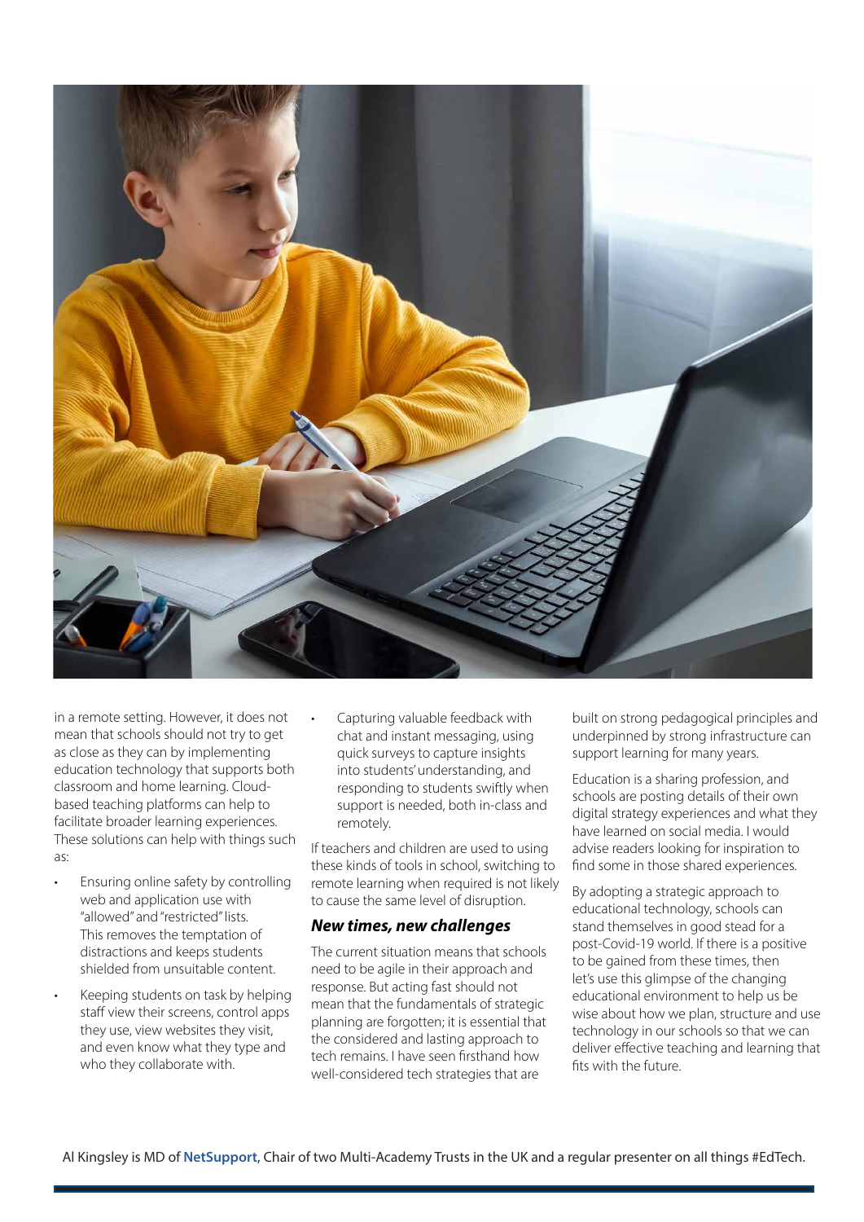in a remote setting. However, it does not mean that schools should not try to get as close as they can by implementing education technology that supports both classroom and home learning. Cloud-based teaching platforms can help to facilitate broader learning experiences. These solutions can help with things such as:

- Ensuring online safety by controlling web and application use with "allowed" and "restricted" lists. This removes the temptation of distractions and keeps students shielded from unsuitable content.
- Keeping students on task by helping staff view their screens, control apps they use, view websites they visit, and even know what they type and who they collaborate with.
- Capturing valuable feedback with chat and instant messaging, using quick surveys to capture insights into students' understanding, and responding to students swiftly when support is needed, both in-class and remotely.

If teachers and children are used to using these kinds of tools in school, switching to remote learning when required is not likely to cause the same level of disruption.

### *New times, new challenges*

The current situation means that schools need to be agile in their approach and response. But acting fast should not mean that the fundamentals of strategic planning are forgotten; it is essential that the considered and lasting approach to tech remains. I have seen firsthand how well-considered tech strategies that are built on strong pedagogical principles and underpinned by strong infrastructure can support learning for many years.

Education is a sharing profession, and schools are posting details of their own digital strategy experiences and what they have learned on social media. I would advise readers looking for inspiration to find some in those shared experiences.

By adopting a strategic approach to educational technology, schools can stand themselves in good stead for a post-Covid-19 world. If there is a positive to be gained from these times, then let's use this glimpse of the changing educational environment to help us be wise about how we plan, structure and use technology in our schools so that we can deliver effective teaching and learning that fits with the future.

Al Kingsley is MD of **NetSupport**, Chair of two Multi-Academy Trusts in the UK and a regular presenter on all things #EdTech.